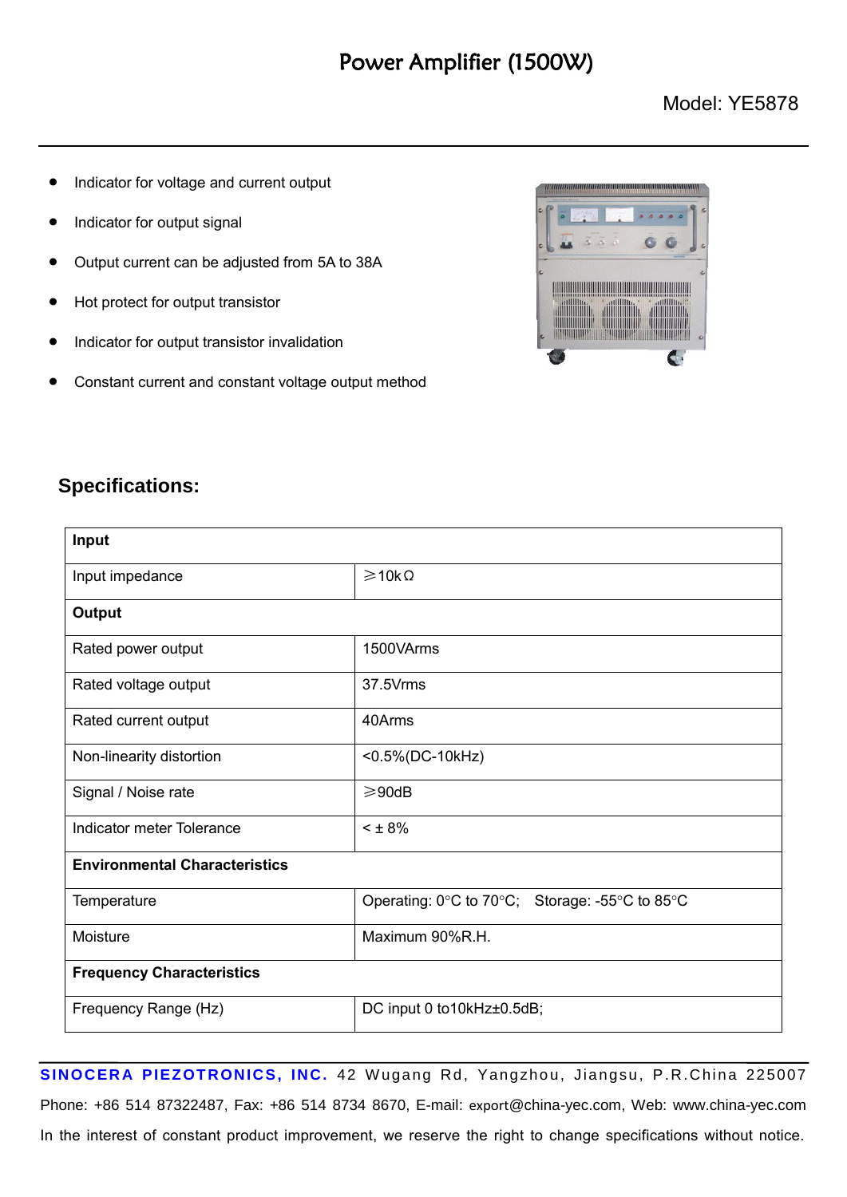# Power Amplifier (1500W)

Model: YE5878

- Indicator for voltage and current output
- Indicator for output signal
- Output current can be adjusted from 5A to 38A
- Hot protect for output transistor
- Indicator for output transistor invalidation
- Constant current and constant voltage output method

## Specifications:

| **Input** | |
|---|---|
| Input impedance | ≥10kΩ |
| **Output** | |
| Rated power output | 1500VArms |
| Rated voltage output | 37.5Vrms |
| Rated current output | 40Arms |
| Non-linearity distortion | <0.5%(DC-10kHz) |
| Signal / Noise rate | ≥90dB |
| Indicator meter Tolerance | < ± 8% |
| **Environmental Characteristics** | |
| Temperature | Operating: 0°C to 70°C; Storage: -55°C to 85°C |
| Moisture | Maximum 90%R.H. |
| **Frequency Characteristics** | |
| Frequency Range (Hz) | DC input 0 to10kHz±0.5dB; |

**SINOCERA PIEZOTRONICS, INC.** 42 Wugang Rd, Yangzhou, Jiangsu, P.R.China 225007
Phone: +86 514 87322487, Fax: +86 514 8734 8670, E-mail: export@china-yec.com, Web: www.china-yec.com
In the interest of constant product improvement, we reserve the right to change specifications without notice.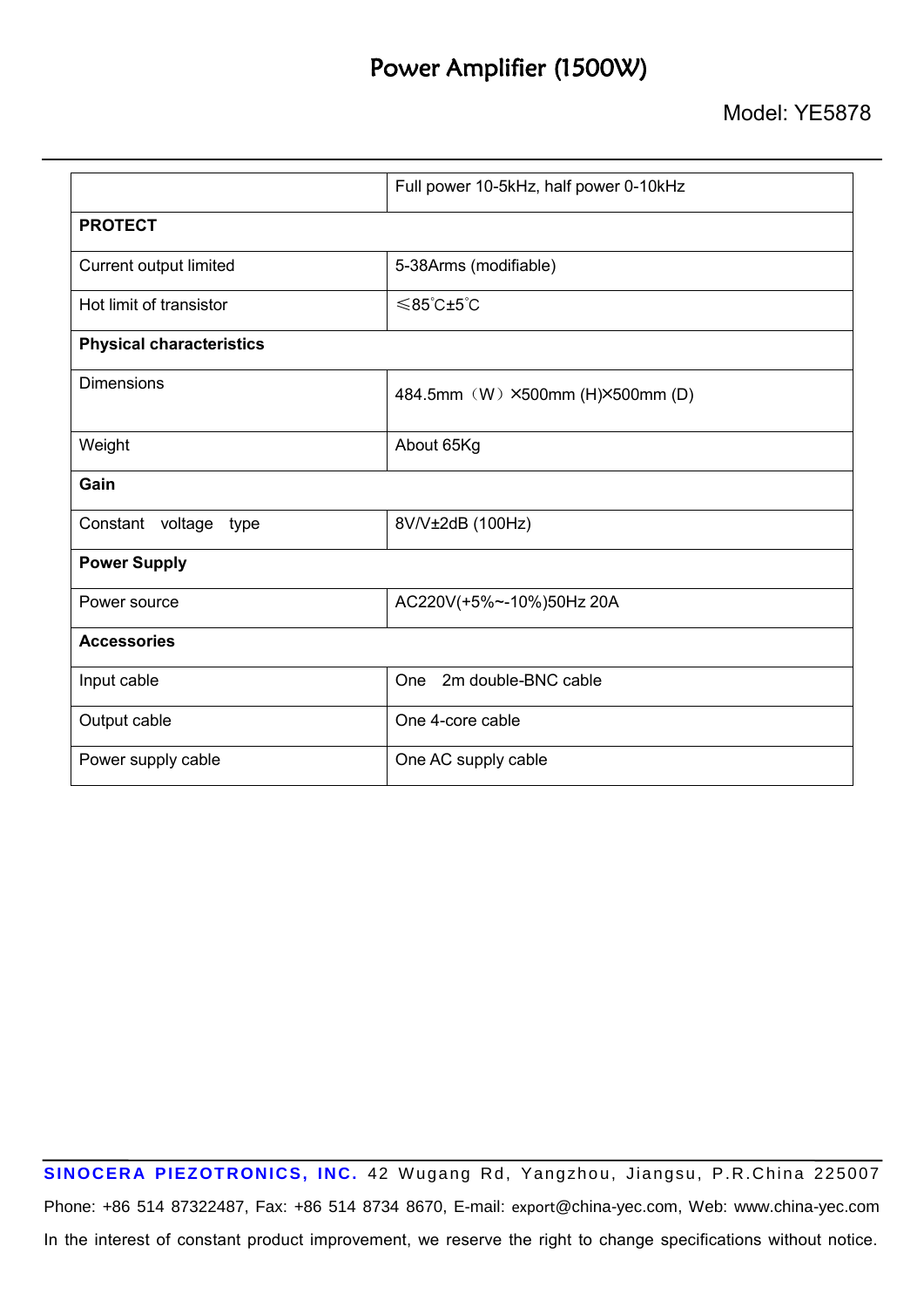# Power Amplifier (1500W)

Model: YE5878

| | |
|---|---|
| | Full power 10-5kHz, half power 0-10kHz |
| **PROTECT** | |
| Current output limited | 5-38Arms (modifiable) |
| Hot limit of transistor | ≤85°C±5°C |
| **Physical characteristics** | |
| Dimensions | 484.5mm（W）×500mm (H)×500mm (D) |
| Weight | About 65Kg |
| **Gain** | |
| Constant voltage type | 8V/V±2dB (100Hz) |
| **Power Supply** | |
| Power source | AC220V(+5%~-10%)50Hz 20A |
| **Accessories** | |
| Input cable | One 2m double-BNC cable |
| Output cable | One 4-core cable |
| Power supply cable | One AC supply cable |

**SINOCERA PIEZOTRONICS, INC.** 42 Wugang Rd, Yangzhou, Jiangsu, P.R.China 225007

Phone: +86 514 87322487, Fax: +86 514 8734 8670, E-mail: export@china-yec.com, Web: www.china-yec.com

In the interest of constant product improvement, we reserve the right to change specifications without notice.